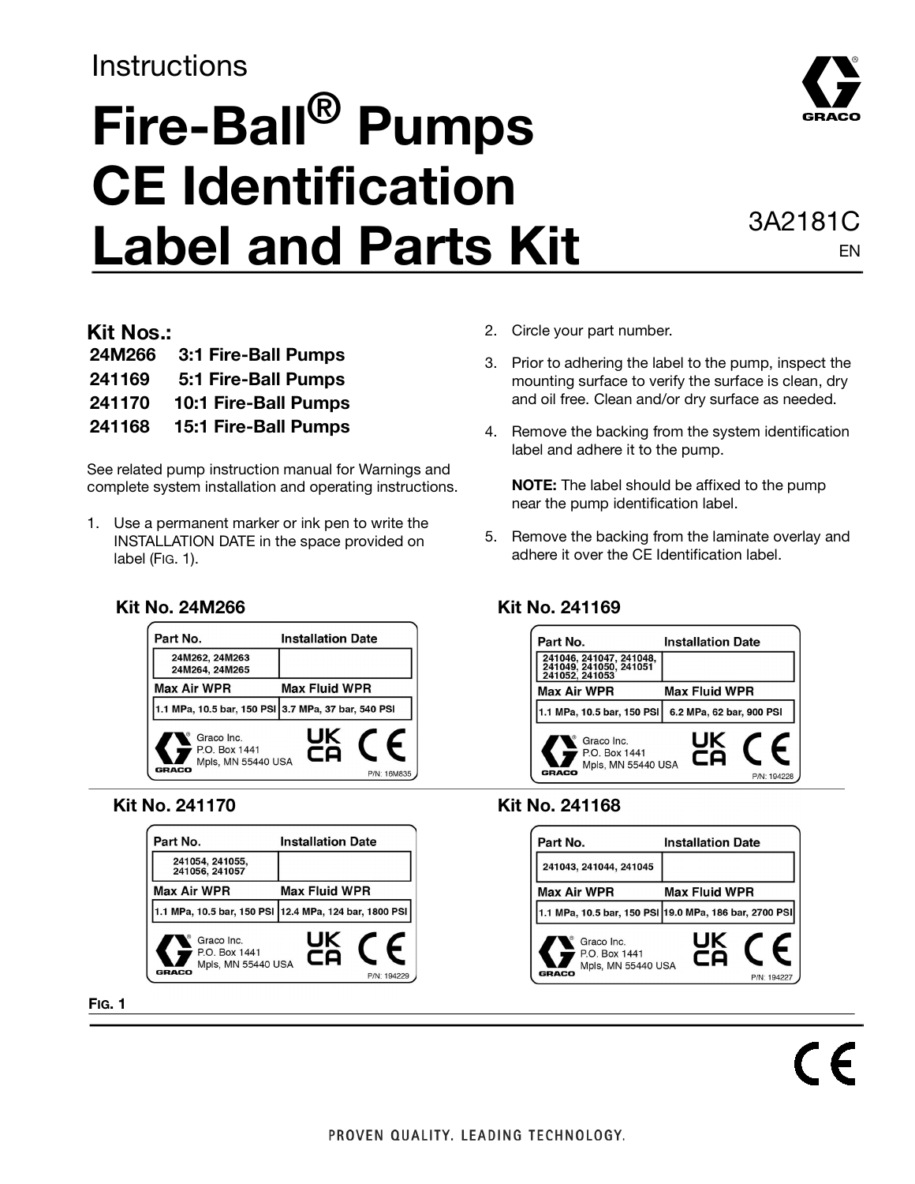Instructions

# Fire-Ball® Pumps CE Identification Label and Parts Kit

3A2181C
EN

## Kit Nos.:

**24M266 3:1 Fire-Ball Pumps**
**241169 5:1 Fire-Ball Pumps**
**241170 10:1 Fire-Ball Pumps**
**241168 15:1 Fire-Ball Pumps**

See related pump instruction manual for Warnings and complete system installation and operating instructions.

1. Use a permanent marker or ink pen to write the INSTALLATION DATE in the space provided on label (FIG. 1).
2. Circle your part number.
3. Prior to adhering the label to the pump, inspect the mounting surface to verify the surface is clean, dry and oil free. Clean and/or dry surface as needed.
4. Remove the backing from the system identification label and adhere it to the pump.

   **NOTE:** The label should be affixed to the pump near the pump identification label.
5. Remove the backing from the laminate overlay and adhere it over the CE Identification label.

**Kit No. 24M266**

| Part No. | Installation Date |
|---|---|
| 24M262, 24M263, 24M264, 24M265 | |
| **Max Air WPR** | **Max Fluid WPR** |
| 1.1 MPa, 10.5 bar, 150 PSI | 3.7 MPa, 37 bar, 540 PSI |

Graco Inc.
P.O. Box 1441
Mpls, MN 55440 USA
UK CA CE
P/N: 16M835

**Kit No. 241169**

| Part No. | Installation Date |
|---|---|
| 241046, 241047, 241048, 241049, 241050, 241051, 241052, 241053 | |
| **Max Air WPR** | **Max Fluid WPR** |
| 1.1 MPa, 10.5 bar, 150 PSI | 6.2 MPa, 62 bar, 900 PSI |

Graco Inc.
P.O. Box 1441
Mpls, MN 55440 USA
UK CA CE
P/N: 194228

**Kit No. 241170**

| Part No. | Installation Date |
|---|---|
| 241054, 241055, 241056, 241057 | |
| **Max Air WPR** | **Max Fluid WPR** |
| 1.1 MPa, 10.5 bar, 150 PSI | 12.4 MPa, 124 bar, 1800 PSI |

Graco Inc.
P.O. Box 1441
Mpls, MN 55440 USA
UK CA CE
P/N: 194229

**Kit No. 241168**

| Part No. | Installation Date |
|---|---|
| 241043, 241044, 241045 | |
| **Max Air WPR** | **Max Fluid WPR** |
| 1.1 MPa, 10.5 bar, 150 PSI | 19.0 MPa, 186 bar, 2700 PSI |

Graco Inc.
P.O. Box 1441
Mpls, MN 55440 USA
UK CA CE
P/N: 194227

**FIG. 1**

CE

PROVEN QUALITY. LEADING TECHNOLOGY.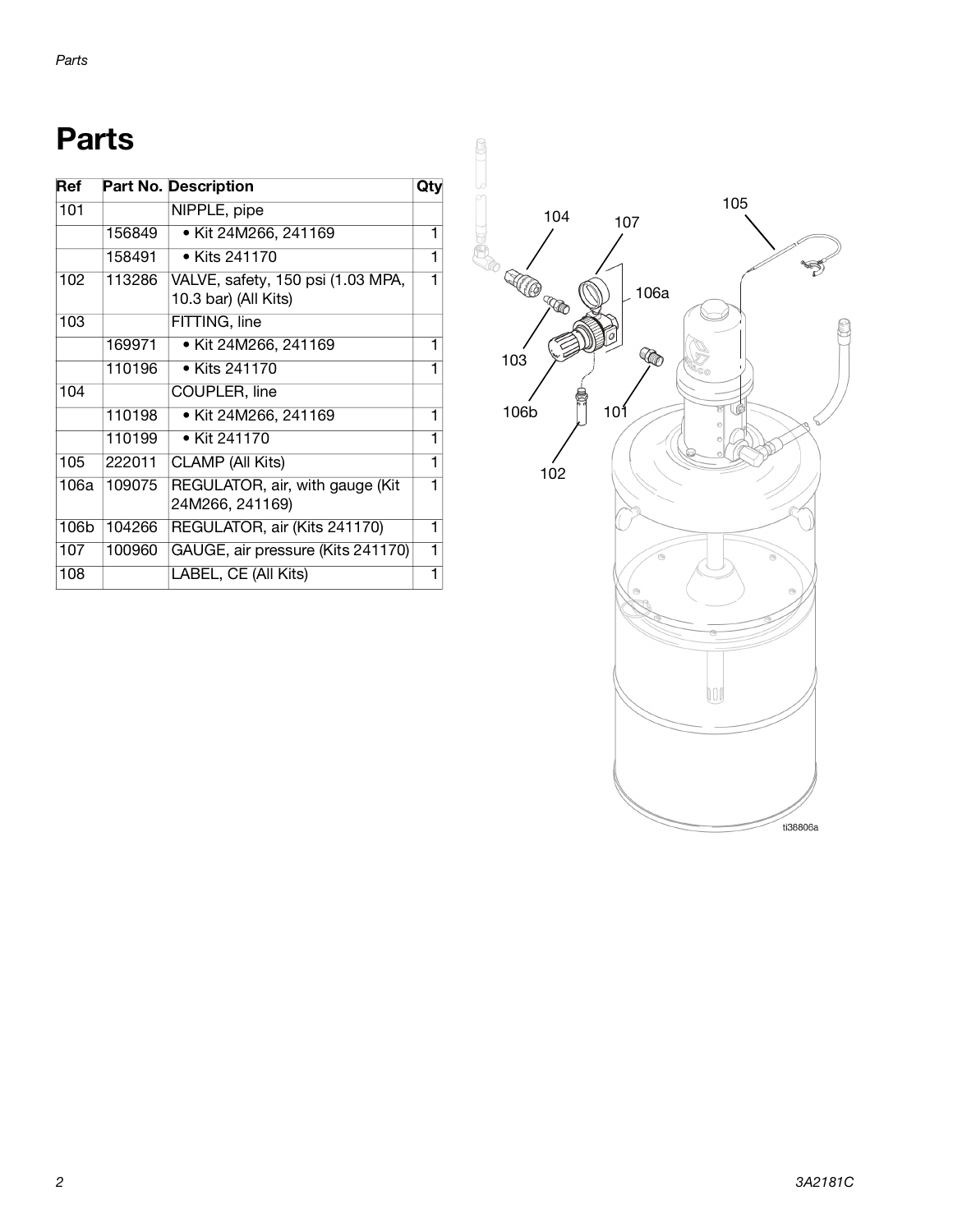# Parts

| Ref | Part No. | Description | Qty |
|---|---|---|---|
| 101 | | NIPPLE, pipe | |
| | 156849 | • Kit 24M266, 241169 | 1 |
| | 158491 | • Kits 241170 | 1 |
| 102 | 113286 | VALVE, safety, 150 psi (1.03 MPA, 10.3 bar) (All Kits) | 1 |
| 103 | | FITTING, line | |
| | 169971 | • Kit 24M266, 241169 | 1 |
| | 110196 | • Kits 241170 | 1 |
| 104 | | COUPLER, line | |
| | 110198 | • Kit 24M266, 241169 | 1 |
| | 110199 | • Kit 241170 | 1 |
| 105 | 222011 | CLAMP (All Kits) | 1 |
| 106a | 109075 | REGULATOR, air, with gauge (Kit 24M266, 241169) | 1 |
| 106b | 104266 | REGULATOR, air (Kits 241170) | 1 |
| 107 | 100960 | GAUGE, air pressure (Kits 241170) | 1 |
| 108 | | LABEL, CE (All Kits) | 1 |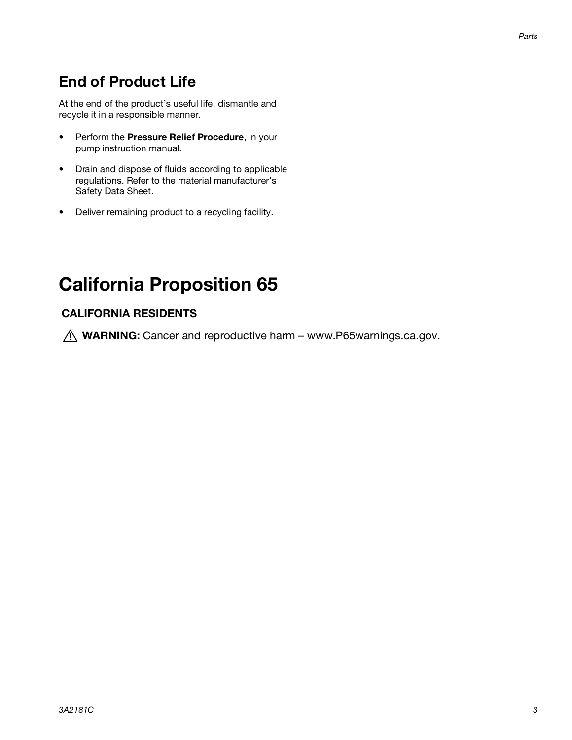## End of Product Life

At the end of the product's useful life, dismantle and recycle it in a responsible manner.

- Perform the **Pressure Relief Procedure**, in your pump instruction manual.
- Drain and dispose of fluids according to applicable regulations. Refer to the material manufacturer's Safety Data Sheet.
- Deliver remaining product to a recycling facility.

# California Proposition 65

### CALIFORNIA RESIDENTS

⚠ **WARNING:** Cancer and reproductive harm – www.P65warnings.ca.gov.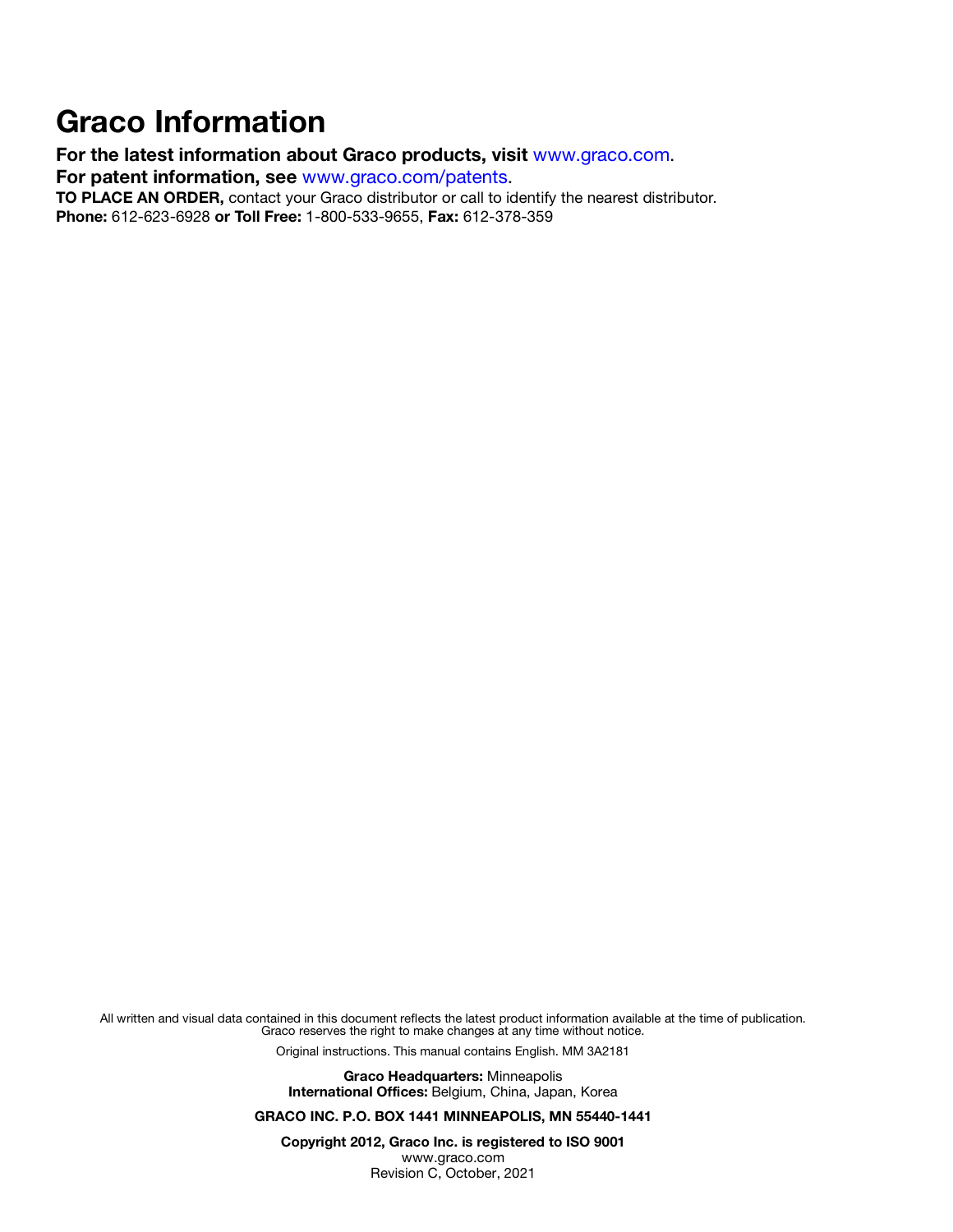# Graco Information

**For the latest information about Graco products, visit** www.graco.com.

**For patent information, see** www.graco.com/patents.

**TO PLACE AN ORDER,** contact your Graco distributor or call to identify the nearest distributor.

**Phone:** 612-623-6928 **or Toll Free:** 1-800-533-9655, **Fax:** 612-378-359

All written and visual data contained in this document reflects the latest product information available at the time of publication. Graco reserves the right to make changes at any time without notice.

Original instructions. This manual contains English. MM 3A2181

**Graco Headquarters:** Minneapolis
**International Offices:** Belgium, China, Japan, Korea

**GRACO INC. P.O. BOX 1441 MINNEAPOLIS, MN 55440-1441**

**Copyright 2012, Graco Inc. is registered to ISO 9001**
www.graco.com
Revision C, October, 2021